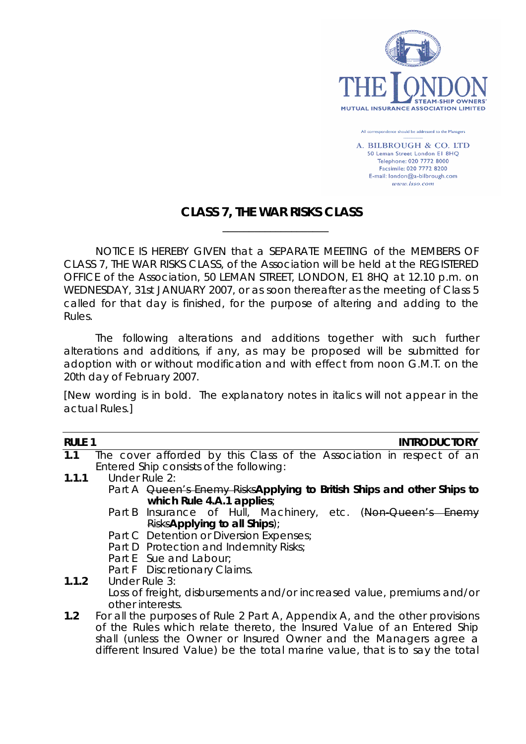THE LONDON STEAM-SHIP OWNERS' MUTUAL INSURANCE ASSOCIATION LIMITED

All correspondence should be addressed to the Managers

A. BILBROUGH & CO. LTD
50 Leman Street London E1 8HQ
Telephone: 020 7772 8000
Facsimile: 020 7772 8200
E-mail: london@a-bilbrough.com
www.lsso.com

# CLASS 7, THE WAR RISKS CLASS

NOTICE IS HEREBY GIVEN that a SEPARATE MEETING of the MEMBERS OF CLASS 7, THE WAR RISKS CLASS, of the Association will be held at the REGISTERED OFFICE of the Association, 50 LEMAN STREET, LONDON, E1 8HQ at 12.10 p.m. on WEDNESDAY, 31st JANUARY 2007, or as soon thereafter as the meeting of Class 5 called for that day is finished, for the purpose of altering and adding to the Rules.

The following alterations and additions together with such further alterations and additions, if any, as may be proposed will be submitted for adoption with or without modification and with effect from noon G.M.T. on the 20th day of February 2007.

[New wording is in bold. The explanatory notes in italics will not appear in the actual Rules.]

## RULE 1 — INTRODUCTORY

**1.1** The cover afforded by this Class of the Association in respect of an Entered Ship consists of the following:

**1.1.1** Under Rule 2:

Part A ~~Queen's Enemy Risks~~**Applying to British Ships and other Ships to which Rule 4.A.1 applies**;

Part B Insurance of Hull, Machinery, etc. (~~Non-Queen's Enemy Risks~~**Applying to all Ships**);

Part C Detention or Diversion Expenses;

Part D Protection and Indemnity Risks;

Part E Sue and Labour;

Part F Discretionary Claims.

**1.1.2** Under Rule 3:

Loss of freight, disbursements and/or increased value, premiums and/or other interests.

**1.2** For all the purposes of Rule 2 Part A, Appendix A, and the other provisions of the Rules which relate thereto, the Insured Value of an Entered Ship shall (unless the Owner or Insured Owner and the Managers agree a different Insured Value) be the total marine value, that is to say the total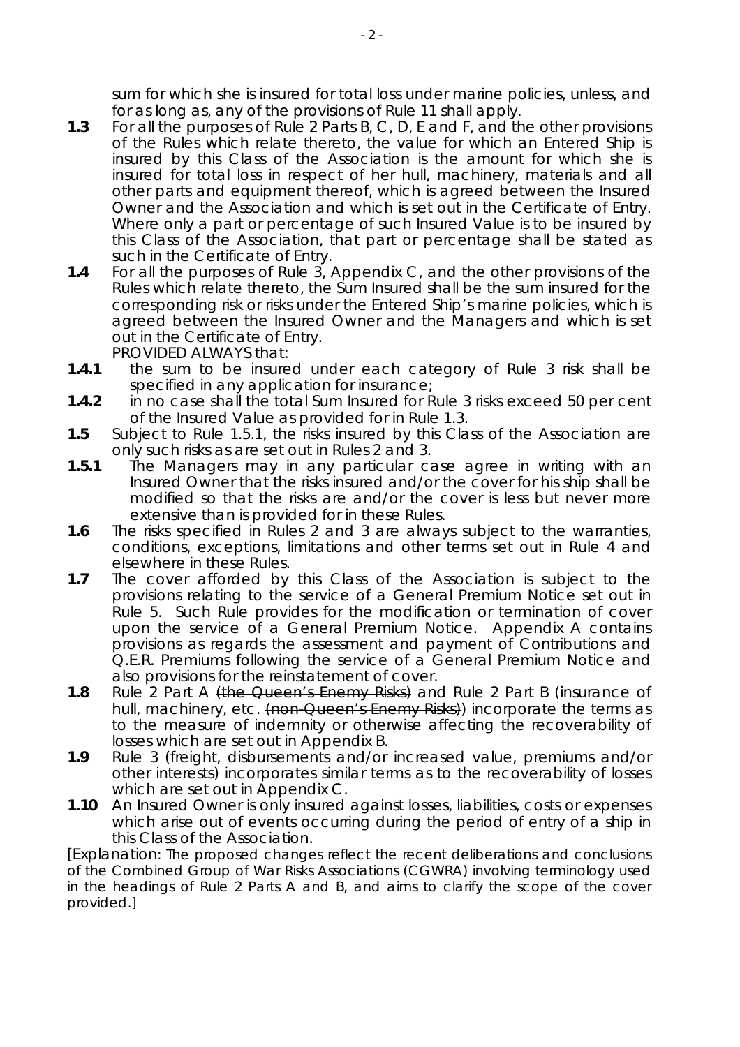sum for which she is insured for total loss under marine policies, unless, and for as long as, any of the provisions of Rule 11 shall apply.

**1.3** For all the purposes of Rule 2 Parts B, C, D, E and F, and the other provisions of the Rules which relate thereto, the value for which an Entered Ship is insured by this Class of the Association is the amount for which she is insured for total loss in respect of her hull, machinery, materials and all other parts and equipment thereof, which is agreed between the Insured Owner and the Association and which is set out in the Certificate of Entry. Where only a part or percentage of such Insured Value is to be insured by this Class of the Association, that part or percentage shall be stated as such in the Certificate of Entry.

**1.4** For all the purposes of Rule 3, Appendix C, and the other provisions of the Rules which relate thereto, the Sum Insured shall be the sum insured for the corresponding risk or risks under the Entered Ship's marine policies, which is agreed between the Insured Owner and the Managers and which is set out in the Certificate of Entry.
PROVIDED ALWAYS that:

**1.4.1** the sum to be insured under each category of Rule 3 risk shall be specified in any application for insurance;

**1.4.2** in no case shall the total Sum Insured for Rule 3 risks exceed 50 per cent of the Insured Value as provided for in Rule 1.3.

**1.5** Subject to Rule 1.5.1, the risks insured by this Class of the Association are only such risks as are set out in Rules 2 and 3.

**1.5.1** The Managers may in any particular case agree in writing with an Insured Owner that the risks insured and/or the cover for his ship shall be modified so that the risks are and/or the cover is less but never more extensive than is provided for in these Rules.

**1.6** The risks specified in Rules 2 and 3 are always subject to the warranties, conditions, exceptions, limitations and other terms set out in Rule 4 and elsewhere in these Rules.

**1.7** The cover afforded by this Class of the Association is subject to the provisions relating to the service of a General Premium Notice set out in Rule 5. Such Rule provides for the modification or termination of cover upon the service of a General Premium Notice. Appendix A contains provisions as regards the assessment and payment of Contributions and Q.E.R. Premiums following the service of a General Premium Notice and also provisions for the reinstatement of cover.

**1.8** Rule 2 Part A ~~(the Queen's Enemy Risks)~~ and Rule 2 Part B (insurance of hull, machinery, etc. ~~(non-Queen's Enemy Risks)~~) incorporate the terms as to the measure of indemnity or otherwise affecting the recoverability of losses which are set out in Appendix B.

**1.9** Rule 3 (freight, disbursements and/or increased value, premiums and/or other interests) incorporates similar terms as to the recoverability of losses which are set out in Appendix C.

**1.10** An Insured Owner is only insured against losses, liabilities, costs or expenses which arise out of events occurring during the period of entry of a ship in this Class of the Association.

[*Explanation*: The proposed changes reflect the recent deliberations and conclusions of the Combined Group of War Risks Associations (CGWRA) involving terminology used in the headings of Rule 2 Parts A and B, and aims to clarify the scope of the cover provided.]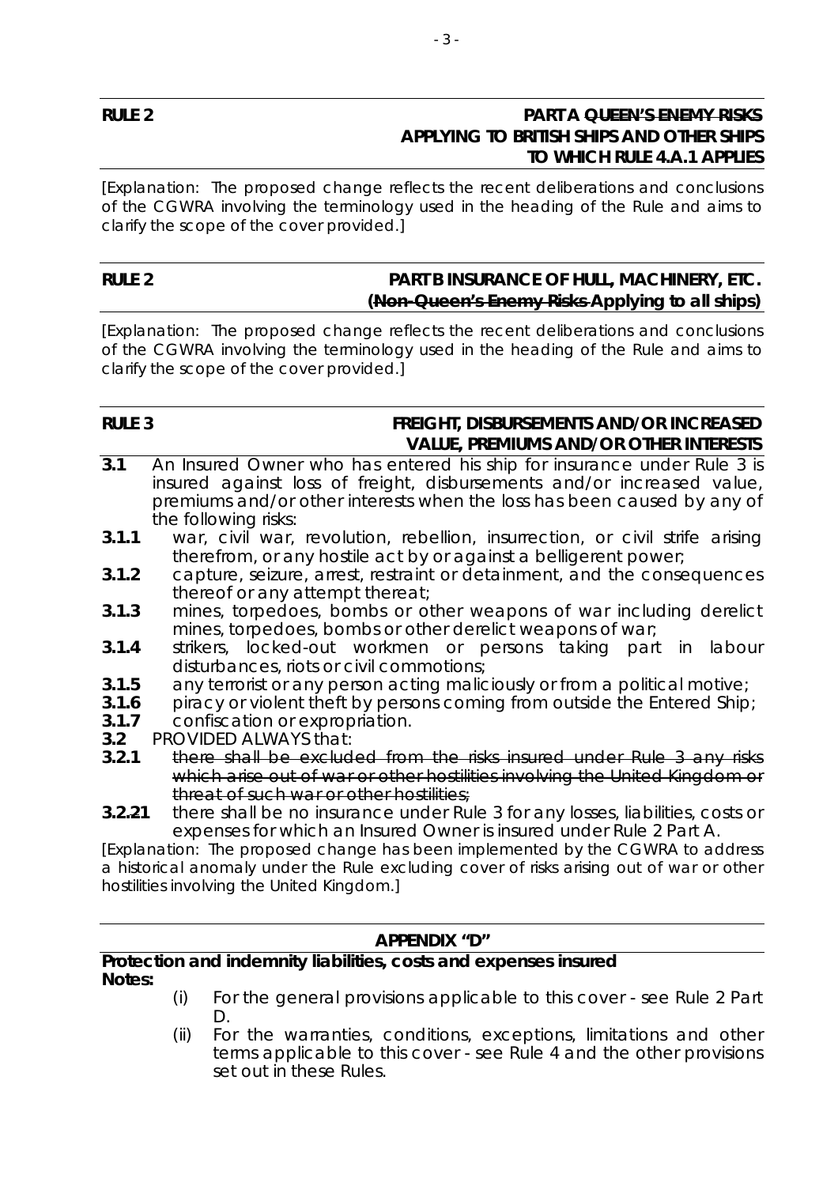**RULE 2** **PART A ~~QUEEN'S ENEMY RISKS~~ APPLYING TO BRITISH SHIPS AND OTHER SHIPS TO WHICH RULE 4.A.1 APPLIES**

*[Explanation: The proposed change reflects the recent deliberations and conclusions of the CGWRA involving the terminology used in the heading of the Rule and aims to clarify the scope of the cover provided.]*

---

**RULE 2** **PART B INSURANCE OF HULL, MACHINERY, ETC. (~~Non-Queen's Enemy Risks~~ Applying to all ships)**

*[Explanation: The proposed change reflects the recent deliberations and conclusions of the CGWRA involving the terminology used in the heading of the Rule and aims to clarify the scope of the cover provided.]*

---

**RULE 3** **FREIGHT, DISBURSEMENTS AND/OR INCREASED VALUE, PREMIUMS AND/OR OTHER INTERESTS**

**3.1** An Insured Owner who has entered his ship for insurance under Rule 3 is insured against loss of freight, disbursements and/or increased value, premiums and/or other interests when the loss has been caused by any of the following risks:

**3.1.1** war, civil war, revolution, rebellion, insurrection, or civil strife arising therefrom, or any hostile act by or against a belligerent power;

**3.1.2** capture, seizure, arrest, restraint or detainment, and the consequences thereof or any attempt thereat;

**3.1.3** mines, torpedoes, bombs or other weapons of war including derelict mines, torpedoes, bombs or other derelict weapons of war;

**3.1.4** strikers, locked-out workmen or persons taking part in labour disturbances, riots or civil commotions;

**3.1.5** any terrorist or any person acting maliciously or from a political motive;

**3.1.6** piracy or violent theft by persons coming from outside the Entered Ship;

**3.1.7** confiscation or expropriation.

**3.2** PROVIDED ALWAYS that:

**3.2.1** ~~there shall be excluded from the risks insured under Rule 3 any risks which arise out of war or other hostilities involving the United Kingdom or threat of such war or other hostilities;~~

**3.2.21** there shall be no insurance under Rule 3 for any losses, liabilities, costs or expenses for which an Insured Owner is insured under Rule 2 Part A.

*[Explanation: The proposed change has been implemented by the CGWRA to address a historical anomaly under the Rule excluding cover of risks arising out of war or other hostilities involving the United Kingdom.]*

---

**APPENDIX "D"**

**Protection and indemnity liabilities, costs and expenses insured**

**Notes:**

(i) For the general provisions applicable to this cover - see Rule 2 Part D.

(ii) For the warranties, conditions, exceptions, limitations and other terms applicable to this cover - see Rule 4 and the other provisions set out in these Rules.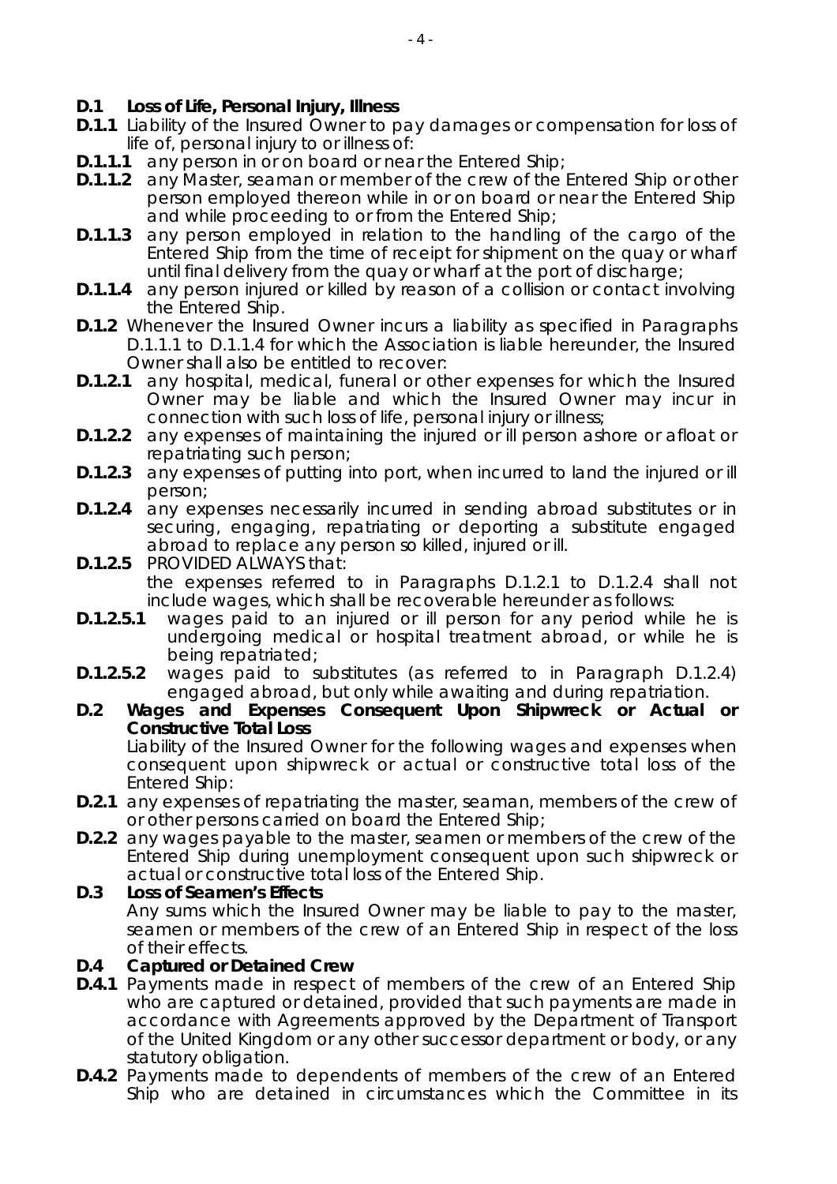**D.1 Loss of Life, Personal Injury, Illness**

**D.1.1** Liability of the Insured Owner to pay damages or compensation for loss of life of, personal injury to or illness of:

**D.1.1.1** any person in or on board or near the Entered Ship;

**D.1.1.2** any Master, seaman or member of the crew of the Entered Ship or other person employed thereon while in or on board or near the Entered Ship and while proceeding to or from the Entered Ship;

**D.1.1.3** any person employed in relation to the handling of the cargo of the Entered Ship from the time of receipt for shipment on the quay or wharf until final delivery from the quay or wharf at the port of discharge;

**D.1.1.4** any person injured or killed by reason of a collision or contact involving the Entered Ship.

**D.1.2** Whenever the Insured Owner incurs a liability as specified in Paragraphs D.1.1.1 to D.1.1.4 for which the Association is liable hereunder, the Insured Owner shall also be entitled to recover:

**D.1.2.1** any hospital, medical, funeral or other expenses for which the Insured Owner may be liable and which the Insured Owner may incur in connection with such loss of life, personal injury or illness;

**D.1.2.2** any expenses of maintaining the injured or ill person ashore or afloat or repatriating such person;

**D.1.2.3** any expenses of putting into port, when incurred to land the injured or ill person;

**D.1.2.4** any expenses necessarily incurred in sending abroad substitutes or in securing, engaging, repatriating or deporting a substitute engaged abroad to replace any person so killed, injured or ill.

**D.1.2.5** PROVIDED ALWAYS that:
the expenses referred to in Paragraphs D.1.2.1 to D.1.2.4 shall not include wages, which shall be recoverable hereunder as follows:

**D.1.2.5.1** wages paid to an injured or ill person for any period while he is undergoing medical or hospital treatment abroad, or while he is being repatriated;

**D.1.2.5.2** wages paid to substitutes (as referred to in Paragraph D.1.2.4) engaged abroad, but only while awaiting and during repatriation.

**D.2 Wages and Expenses Consequent Upon Shipwreck or Actual or Constructive Total Loss**

Liability of the Insured Owner for the following wages and expenses when consequent upon shipwreck or actual or constructive total loss of the Entered Ship:

**D.2.1** any expenses of repatriating the master, seaman, members of the crew of or other persons carried on board the Entered Ship;

**D.2.2** any wages payable to the master, seamen or members of the crew of the Entered Ship during unemployment consequent upon such shipwreck or actual or constructive total loss of the Entered Ship.

**D.3 Loss of Seamen's Effects**

Any sums which the Insured Owner may be liable to pay to the master, seamen or members of the crew of an Entered Ship in respect of the loss of their effects.

**D.4 Captured or Detained Crew**

**D.4.1** Payments made in respect of members of the crew of an Entered Ship who are captured or detained, provided that such payments are made in accordance with Agreements approved by the Department of Transport of the United Kingdom or any other successor department or body, or any statutory obligation.

**D.4.2** Payments made to dependents of members of the crew of an Entered Ship who are detained in circumstances which the Committee in its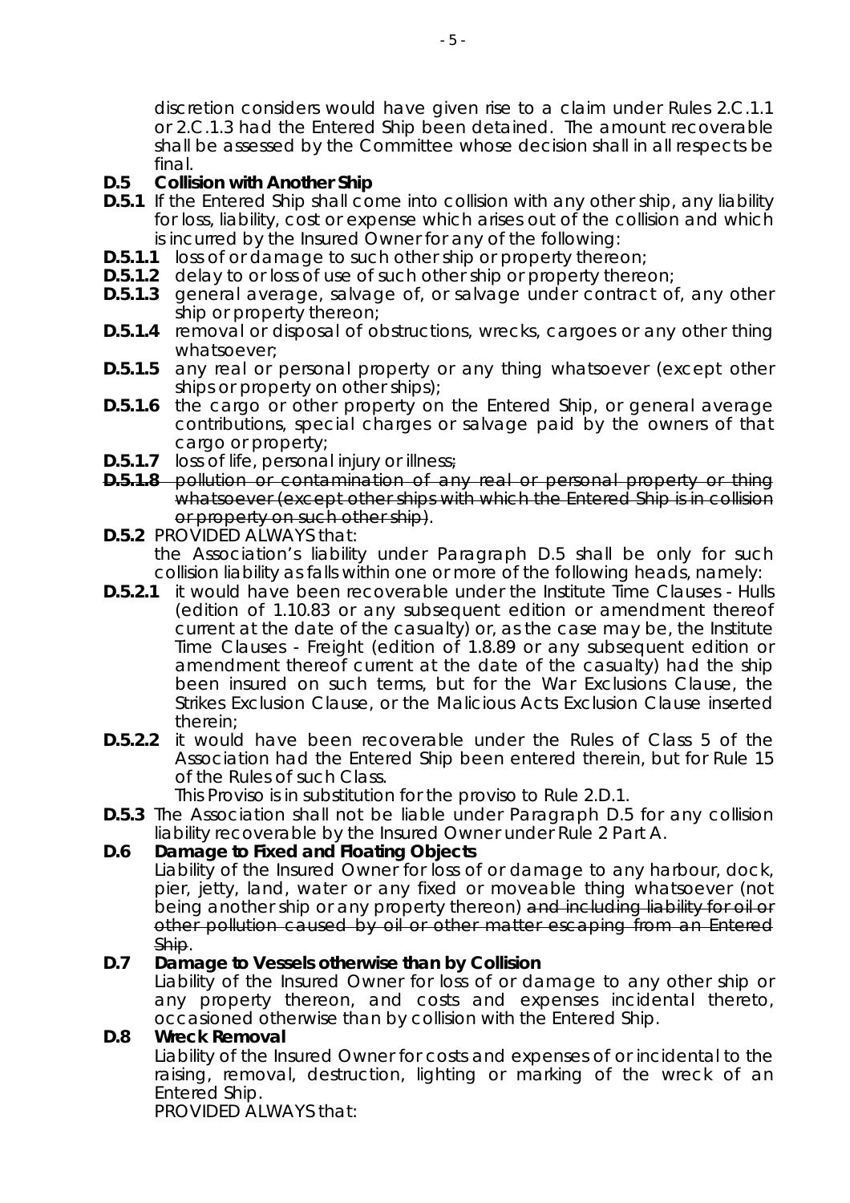discretion considers would have given rise to a claim under Rules 2.C.1.1 or 2.C.1.3 had the Entered Ship been detained. The amount recoverable shall be assessed by the Committee whose decision shall in all respects be final.

**D.5 Collision with Another Ship**

**D.5.1** If the Entered Ship shall come into collision with any other ship, any liability for loss, liability, cost or expense which arises out of the collision and which is incurred by the Insured Owner for any of the following:

**D.5.1.1** loss of or damage to such other ship or property thereon;

**D.5.1.2** delay to or loss of use of such other ship or property thereon;

**D.5.1.3** general average, salvage of, or salvage under contract of, any other ship or property thereon;

**D.5.1.4** removal or disposal of obstructions, wrecks, cargoes or any other thing whatsoever;

**D.5.1.5** any real or personal property or any thing whatsoever (except other ships or property on other ships);

**D.5.1.6** the cargo or other property on the Entered Ship, or general average contributions, special charges or salvage paid by the owners of that cargo or property;

**D.5.1.7** loss of life, personal injury or illness~~;~~

~~**D.5.1.8** pollution or contamination of any real or personal property or thing whatsoever (except other ships with which the Entered Ship is in collision or property on such other ship)~~.

**D.5.2** PROVIDED ALWAYS that:

the Association's liability under Paragraph D.5 shall be only for such collision liability as falls within one or more of the following heads, namely:

**D.5.2.1** it would have been recoverable under the Institute Time Clauses - Hulls (edition of 1.10.83 or any subsequent edition or amendment thereof current at the date of the casualty) or, as the case may be, the Institute Time Clauses - Freight (edition of 1.8.89 or any subsequent edition or amendment thereof current at the date of the casualty) had the ship been insured on such terms, but for the War Exclusions Clause, the Strikes Exclusion Clause, or the Malicious Acts Exclusion Clause inserted therein;

**D.5.2.2** it would have been recoverable under the Rules of Class 5 of the Association had the Entered Ship been entered therein, but for Rule 15 of the Rules of such Class.

This Proviso is in substitution for the proviso to Rule 2.D.1.

**D.5.3** The Association shall not be liable under Paragraph D.5 for any collision liability recoverable by the Insured Owner under Rule 2 Part A.

**D.6 Damage to Fixed and Floating Objects**

Liability of the Insured Owner for loss of or damage to any harbour, dock, pier, jetty, land, water or any fixed or moveable thing whatsoever (not being another ship or any property thereon) ~~and including liability for oil or other pollution caused by oil or other matter escaping from an Entered Ship~~.

**D.7 Damage to Vessels otherwise than by Collision**

Liability of the Insured Owner for loss of or damage to any other ship or any property thereon, and costs and expenses incidental thereto, occasioned otherwise than by collision with the Entered Ship.

**D.8 Wreck Removal**

Liability of the Insured Owner for costs and expenses of or incidental to the raising, removal, destruction, lighting or marking of the wreck of an Entered Ship.

PROVIDED ALWAYS that: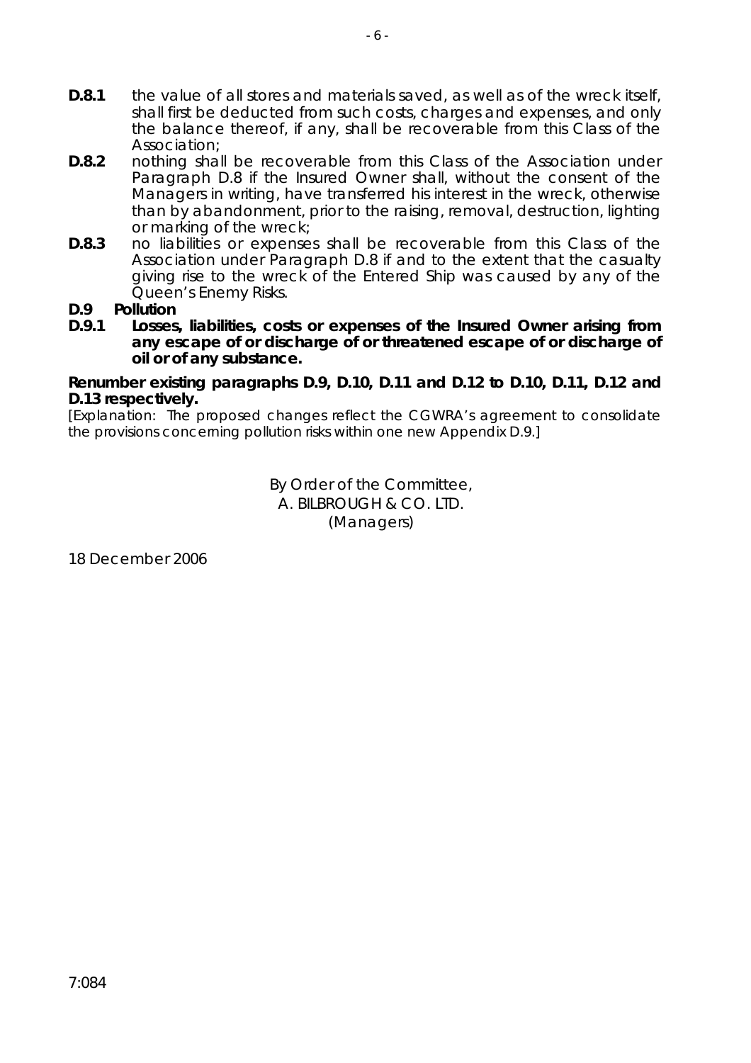**D.8.1** the value of all stores and materials saved, as well as of the wreck itself, shall first be deducted from such costs, charges and expenses, and only the balance thereof, if any, shall be recoverable from this Class of the Association;

**D.8.2** nothing shall be recoverable from this Class of the Association under Paragraph D.8 if the Insured Owner shall, without the consent of the Managers in writing, have transferred his interest in the wreck, otherwise than by abandonment, prior to the raising, removal, destruction, lighting or marking of the wreck;

**D.8.3** no liabilities or expenses shall be recoverable from this Class of the Association under Paragraph D.8 if and to the extent that the casualty giving rise to the wreck of the Entered Ship was caused by any of the Queen's Enemy Risks.

**D.9 Pollution**

**D.9.1 Losses, liabilities, costs or expenses of the Insured Owner arising from any escape of or discharge of or threatened escape of or discharge of oil or of any substance.**

**Renumber existing paragraphs D.9, D.10, D.11 and D.12 to D.10, D.11, D.12 and D.13 respectively.**

*[Explanation: The proposed changes reflect the CGWRA's agreement to consolidate the provisions concerning pollution risks within one new Appendix D.9.]*

By Order of the Committee,
A. BILBROUGH & CO. LTD.
(Managers)

18 December 2006

7:084